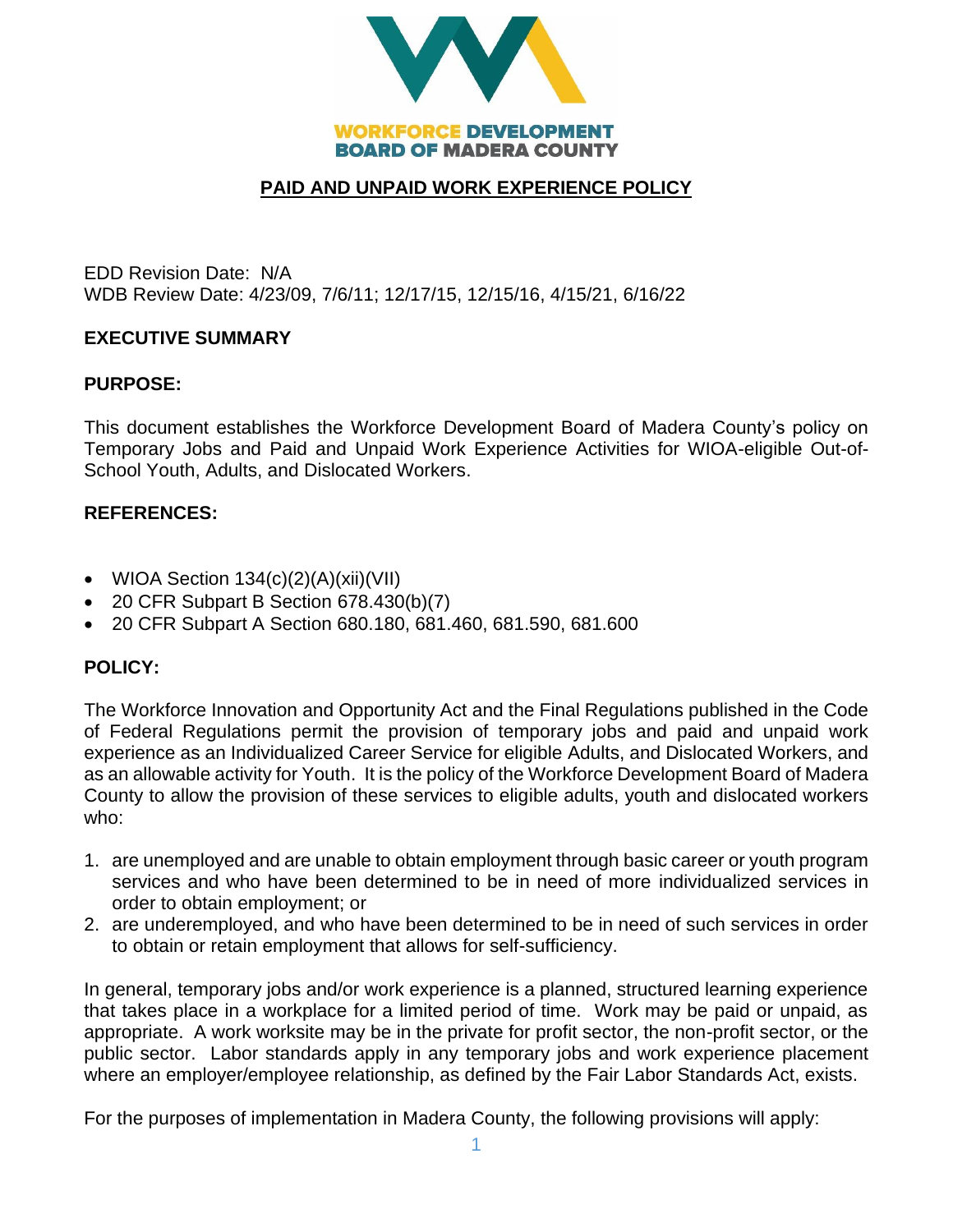WORKFORCE DEVELOPMENT
BOARD OF MADERA COUNTY

# PAID AND UNPAID WORK EXPERIENCE POLICY

EDD Revision Date: N/A
WDB Review Date: 4/23/09, 7/6/11; 12/17/15, 12/15/16, 4/15/21, 6/16/22

## EXECUTIVE SUMMARY

### PURPOSE:

This document establishes the Workforce Development Board of Madera County's policy on Temporary Jobs and Paid and Unpaid Work Experience Activities for WIOA-eligible Out-of-School Youth, Adults, and Dislocated Workers.

### REFERENCES:

- WIOA Section 134(c)(2)(A)(xii)(VII)
- 20 CFR Subpart B Section 678.430(b)(7)
- 20 CFR Subpart A Section 680.180, 681.460, 681.590, 681.600

### POLICY:

The Workforce Innovation and Opportunity Act and the Final Regulations published in the Code of Federal Regulations permit the provision of temporary jobs and paid and unpaid work experience as an Individualized Career Service for eligible Adults, and Dislocated Workers, and as an allowable activity for Youth. It is the policy of the Workforce Development Board of Madera County to allow the provision of these services to eligible adults, youth and dislocated workers who:

1. are unemployed and are unable to obtain employment through basic career or youth program services and who have been determined to be in need of more individualized services in order to obtain employment; or
2. are underemployed, and who have been determined to be in need of such services in order to obtain or retain employment that allows for self-sufficiency.

In general, temporary jobs and/or work experience is a planned, structured learning experience that takes place in a workplace for a limited period of time. Work may be paid or unpaid, as appropriate. A work worksite may be in the private for profit sector, the non-profit sector, or the public sector. Labor standards apply in any temporary jobs and work experience placement where an employer/employee relationship, as defined by the Fair Labor Standards Act, exists.

For the purposes of implementation in Madera County, the following provisions will apply: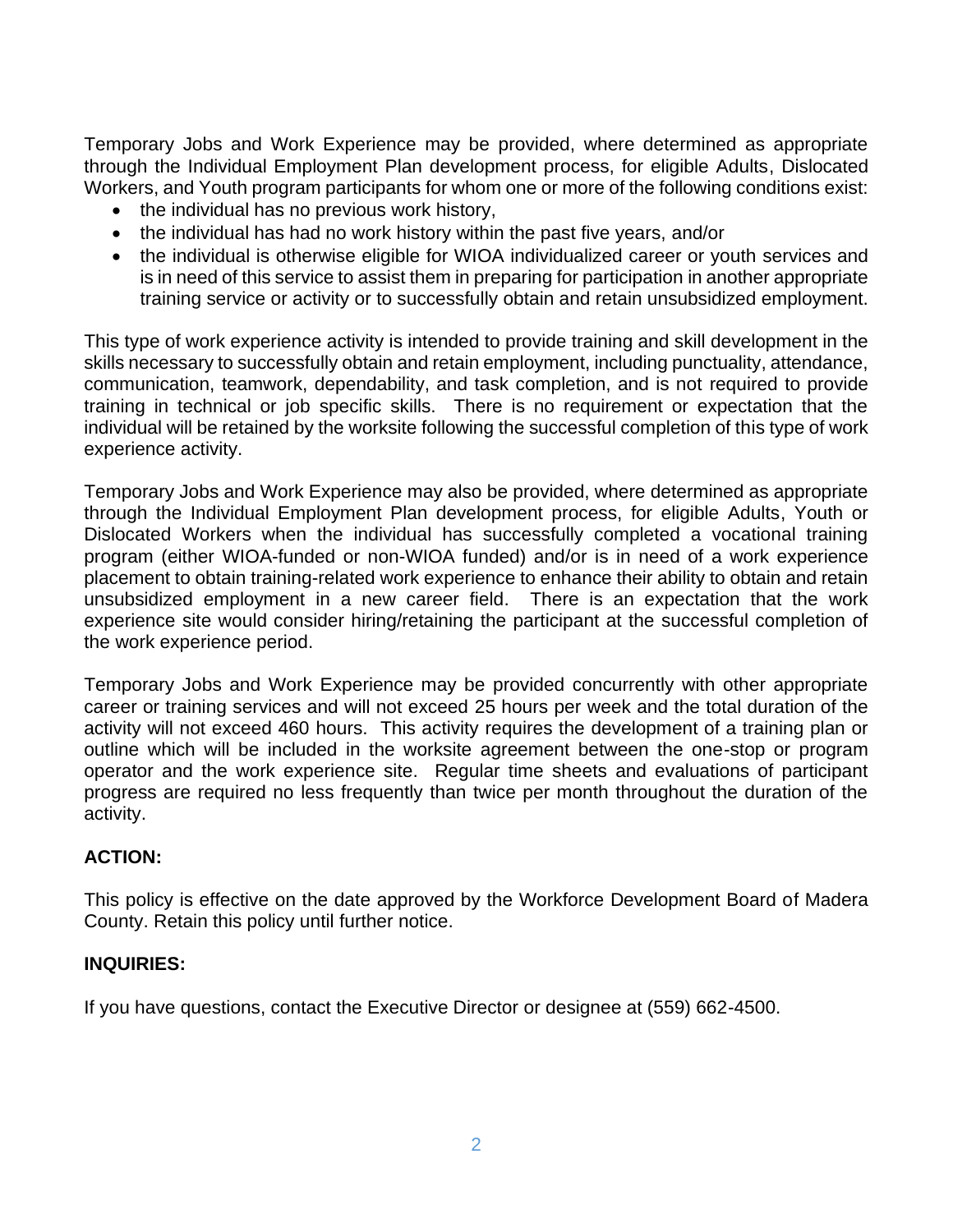Temporary Jobs and Work Experience may be provided, where determined as appropriate through the Individual Employment Plan development process, for eligible Adults, Dislocated Workers, and Youth program participants for whom one or more of the following conditions exist:

- the individual has no previous work history,
- the individual has had no work history within the past five years, and/or
- the individual is otherwise eligible for WIOA individualized career or youth services and is in need of this service to assist them in preparing for participation in another appropriate training service or activity or to successfully obtain and retain unsubsidized employment.

This type of work experience activity is intended to provide training and skill development in the skills necessary to successfully obtain and retain employment, including punctuality, attendance, communication, teamwork, dependability, and task completion, and is not required to provide training in technical or job specific skills. There is no requirement or expectation that the individual will be retained by the worksite following the successful completion of this type of work experience activity.

Temporary Jobs and Work Experience may also be provided, where determined as appropriate through the Individual Employment Plan development process, for eligible Adults, Youth or Dislocated Workers when the individual has successfully completed a vocational training program (either WIOA-funded or non-WIOA funded) and/or is in need of a work experience placement to obtain training-related work experience to enhance their ability to obtain and retain unsubsidized employment in a new career field. There is an expectation that the work experience site would consider hiring/retaining the participant at the successful completion of the work experience period.

Temporary Jobs and Work Experience may be provided concurrently with other appropriate career or training services and will not exceed 25 hours per week and the total duration of the activity will not exceed 460 hours. This activity requires the development of a training plan or outline which will be included in the worksite agreement between the one-stop or program operator and the work experience site. Regular time sheets and evaluations of participant progress are required no less frequently than twice per month throughout the duration of the activity.

**ACTION:**

This policy is effective on the date approved by the Workforce Development Board of Madera County. Retain this policy until further notice.

**INQUIRIES:**

If you have questions, contact the Executive Director or designee at (559) 662-4500.